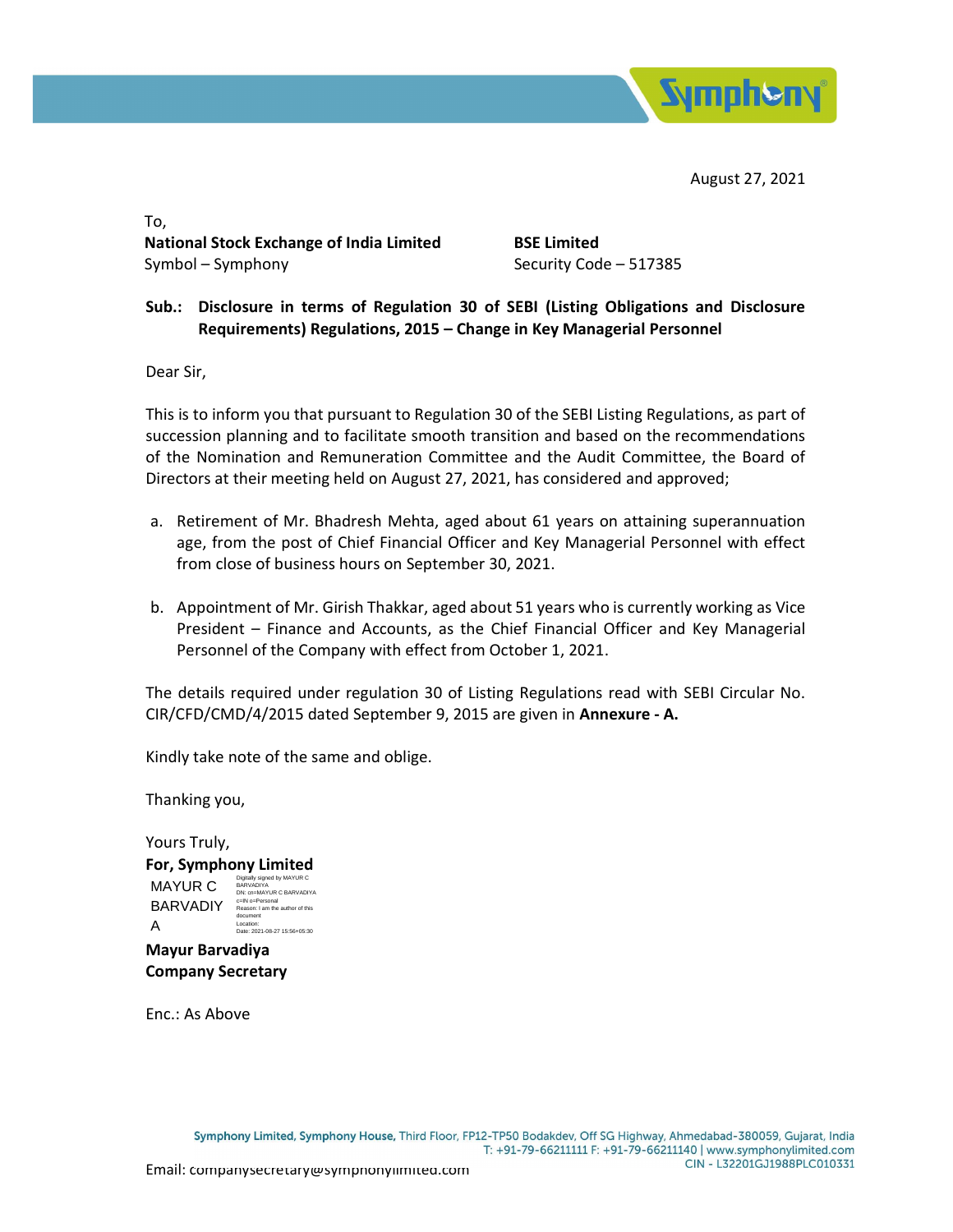August 27, 2021

To,

**National Stock Exchange of India Limited**
Symbol – Symphony

**BSE Limited**
Security Code – 517385

**Sub.: Disclosure in terms of Regulation 30 of SEBI (Listing Obligations and Disclosure Requirements) Regulations, 2015 – Change in Key Managerial Personnel**

Dear Sir,

This is to inform you that pursuant to Regulation 30 of the SEBI Listing Regulations, as part of succession planning and to facilitate smooth transition and based on the recommendations of the Nomination and Remuneration Committee and the Audit Committee, the Board of Directors at their meeting held on August 27, 2021, has considered and approved;

a. Retirement of Mr. Bhadresh Mehta, aged about 61 years on attaining superannuation age, from the post of Chief Financial Officer and Key Managerial Personnel with effect from close of business hours on September 30, 2021.

b. Appointment of Mr. Girish Thakkar, aged about 51 years who is currently working as Vice President – Finance and Accounts, as the Chief Financial Officer and Key Managerial Personnel of the Company with effect from October 1, 2021.

The details required under regulation 30 of Listing Regulations read with SEBI Circular No. CIR/CFD/CMD/4/2015 dated September 9, 2015 are given in **Annexure - A.**

Kindly take note of the same and oblige.

Thanking you,

Yours Truly,

**For, Symphony Limited**

MAYUR C BARVADIYA

Digitally signed by MAYUR C BARVADIYA
DN: cn=MAYUR C BARVADIYA c=IN o=Personal
Reason: I am the author of this document
Location:
Date: 2021-08-27 15:56+05:30

**Mayur Barvadiya**
**Company Secretary**

Enc.: As Above

Email: companysecretary@symphonylimited.com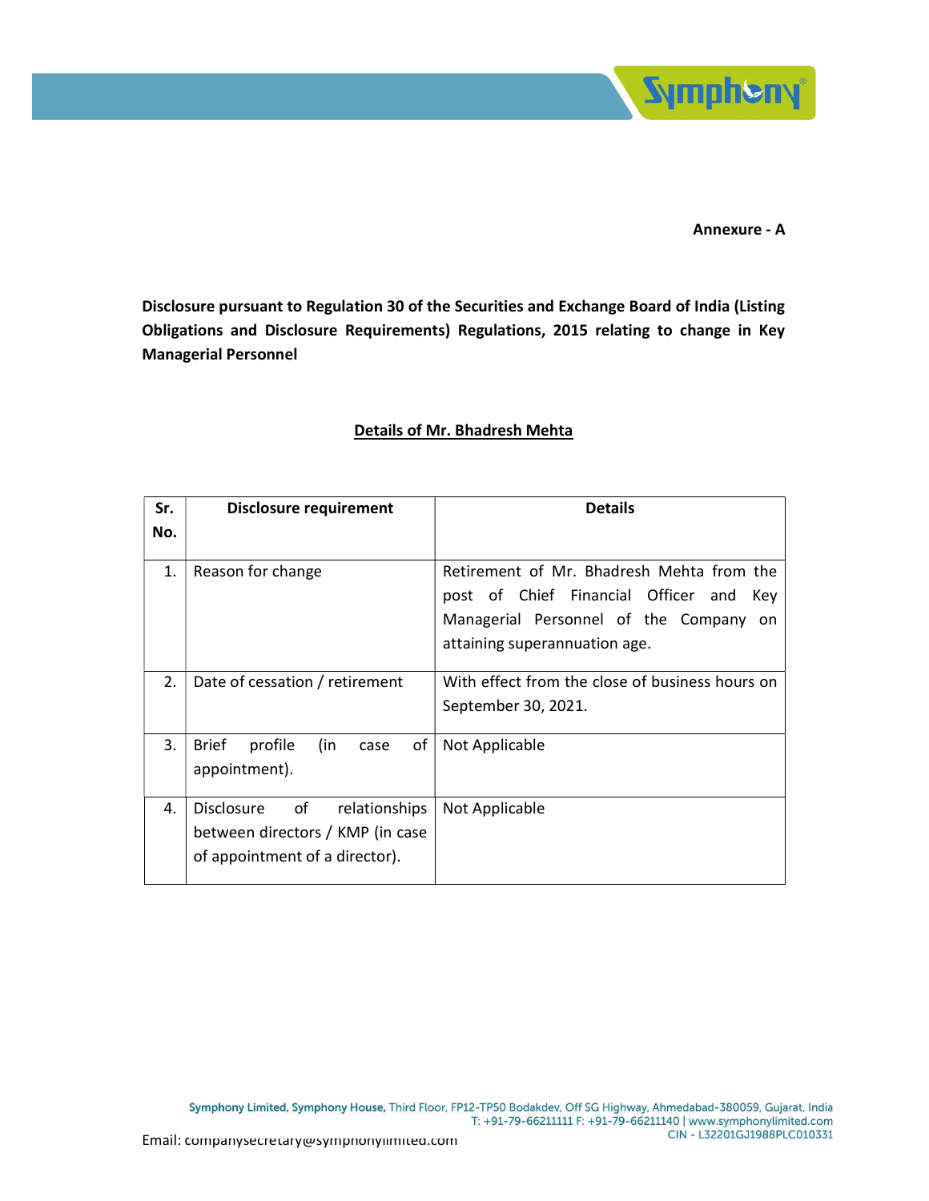**Annexure - A**

**Disclosure pursuant to Regulation 30 of the Securities and Exchange Board of India (Listing Obligations and Disclosure Requirements) Regulations, 2015 relating to change in Key Managerial Personnel**

**Details of Mr. Bhadresh Mehta**

| Sr. No. | Disclosure requirement | Details |
|---|---|---|
| 1. | Reason for change | Retirement of Mr. Bhadresh Mehta from the post of Chief Financial Officer and Key Managerial Personnel of the Company on attaining superannuation age. |
| 2. | Date of cessation / retirement | With effect from the close of business hours on September 30, 2021. |
| 3. | Brief profile (in case of appointment). | Not Applicable |
| 4. | Disclosure of relationships between directors / KMP (in case of appointment of a director). | Not Applicable |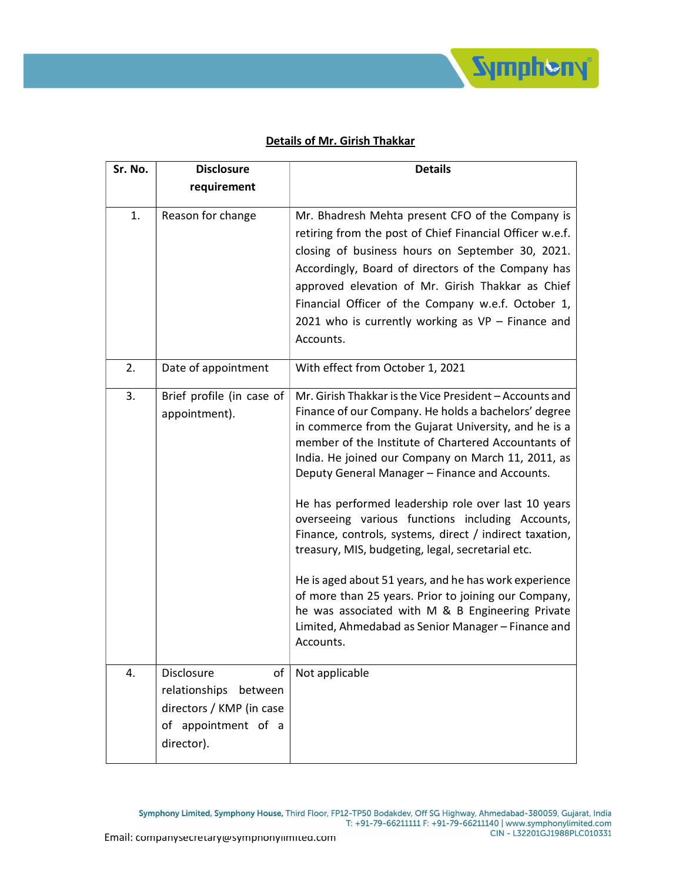**Details of Mr. Girish Thakkar**

| Sr. No. | Disclosure requirement | Details |
|---|---|---|
| 1. | Reason for change | Mr. Bhadresh Mehta present CFO of the Company is retiring from the post of Chief Financial Officer w.e.f. closing of business hours on September 30, 2021. Accordingly, Board of directors of the Company has approved elevation of Mr. Girish Thakkar as Chief Financial Officer of the Company w.e.f. October 1, 2021 who is currently working as VP – Finance and Accounts. |
| 2. | Date of appointment | With effect from October 1, 2021 |
| 3. | Brief profile (in case of appointment). | Mr. Girish Thakkar is the Vice President – Accounts and Finance of our Company. He holds a bachelors' degree in commerce from the Gujarat University, and he is a member of the Institute of Chartered Accountants of India. He joined our Company on March 11, 2011, as Deputy General Manager – Finance and Accounts.<br><br>He has performed leadership role over last 10 years overseeing various functions including Accounts, Finance, controls, systems, direct / indirect taxation, treasury, MIS, budgeting, legal, secretarial etc.<br><br>He is aged about 51 years, and he has work experience of more than 25 years. Prior to joining our Company, he was associated with M & B Engineering Private Limited, Ahmedabad as Senior Manager – Finance and Accounts. |
| 4. | Disclosure of relationships between directors / KMP (in case of appointment of a director). | Not applicable |

Symphony Limited, Symphony House, Third Floor, FP12-TP50 Bodakdev, Off SG Highway, Ahmedabad-380059, Gujarat, India
T: +91-79-66211111 F: +91-79-66211140 | www.symphonylimited.com
CIN - L32201GJ1988PLC010331
Email: companysecretary@symphonylimited.com